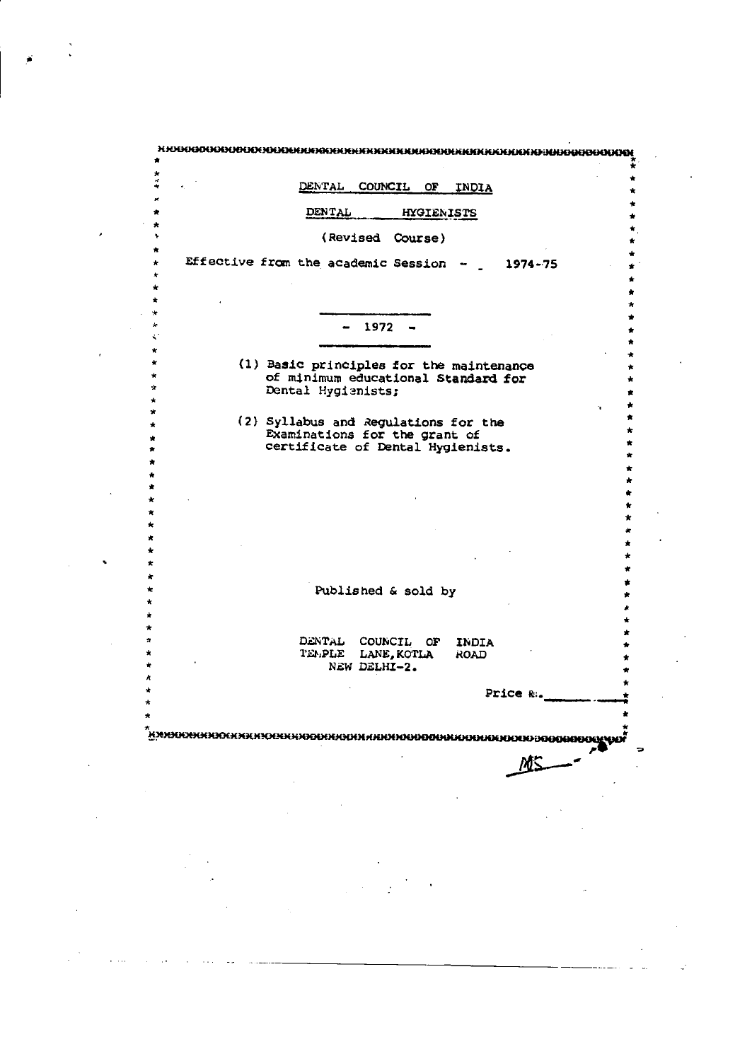# DENTAL COUNCIL OF INDIA

## DENTAL HYGIENISTS

(Revised Course)

Effective from the academic Session - 1974-75

\- 1972 -

(1) Basic principles for the maintenance of minimum educational Standard for Dental Hygienists;

(2) Syllabus and Regulations for the Examinations for the grant of certificate of Dental Hygienists.

Published & sold by

DENTAL COUNCIL OF INDIA
TEMPLE LANE, KOTLA ROAD
NEW DELHI-2.

Price Rs.\_\_\_\_\_\_\_\_

MS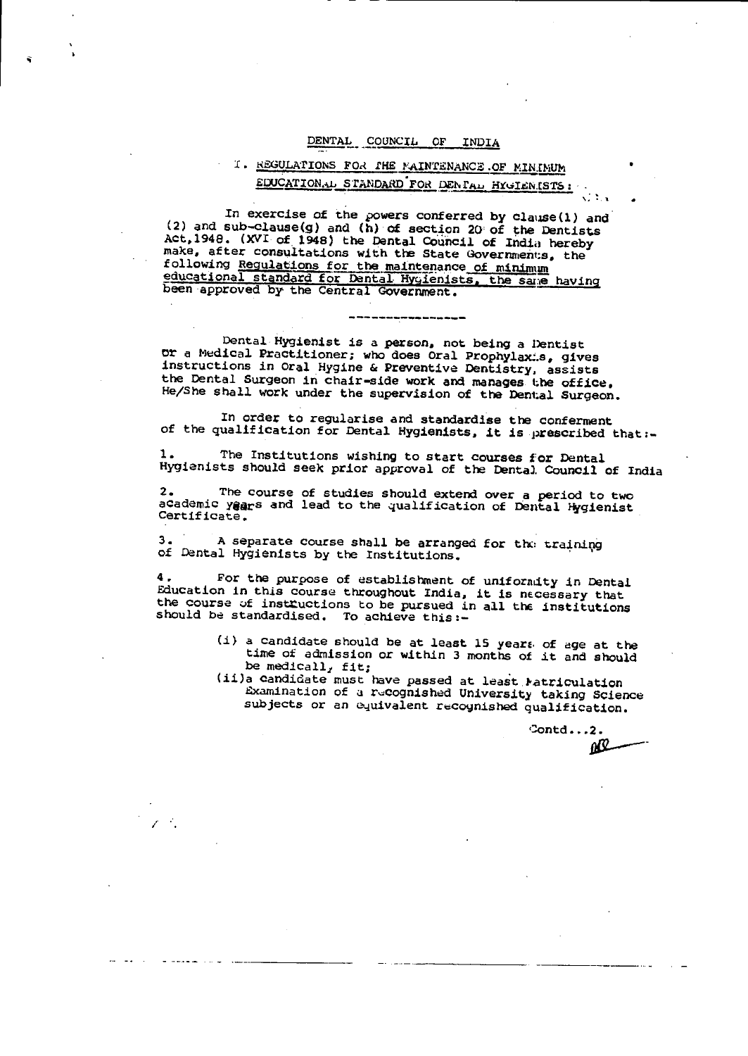# DENTAL COUNCIL OF INDIA

## I. REGULATIONS FOR THE MAINTENANCE OF MINIMUM EDUCATIONAL STANDARD FOR DENTAL HYGIENISTS:

In exercise of the powers conferred by clause(1) and (2) and sub-clause(g) and (h) of section 20 of the Dentists Act,1948. (XVI of 1948) the Dental Council of India hereby make, after consultations with the State Governments, the following Regulations for the maintenance of minimum educational standard for Dental Hygienists, the same having been approved by the Central Government.

---

Dental Hygienist is a person, not being a Dentist or a Medical Practitioner; who does Oral Prophylaxis, gives instructions in Oral Hygine & Preventive Dentistry, assists the Dental Surgeon in chair-side work and manages the office. He/She shall work under the supervision of the Dental Surgeon.

In order to regularise and standardise the conferment of the qualification for Dental Hygienists, it is prescribed that:-

1. The Institutions wishing to start courses for Dental Hygienists should seek prior approval of the Dental Council of India

2. The course of studies should extend over a period to two academic years and lead to the qualification of Dental Hygienist Certificate.

3. A separate course shall be arranged for the training of Dental Hygienists by the Institutions.

4. For the purpose of establishment of uniformity in Dental Education in this course throughout India, it is necessary that the course of instructions to be pursued in all the institutions should be standardised. To achieve this:-

   (i) a candidate should be at least 15 years of age at the time of admission or within 3 months of it and should be medically fit;

   (ii) a candidate must have passed at least Matriculation Examination of a recognished University taking Science subjects or an equivalent recognished qualification.

Contd...2.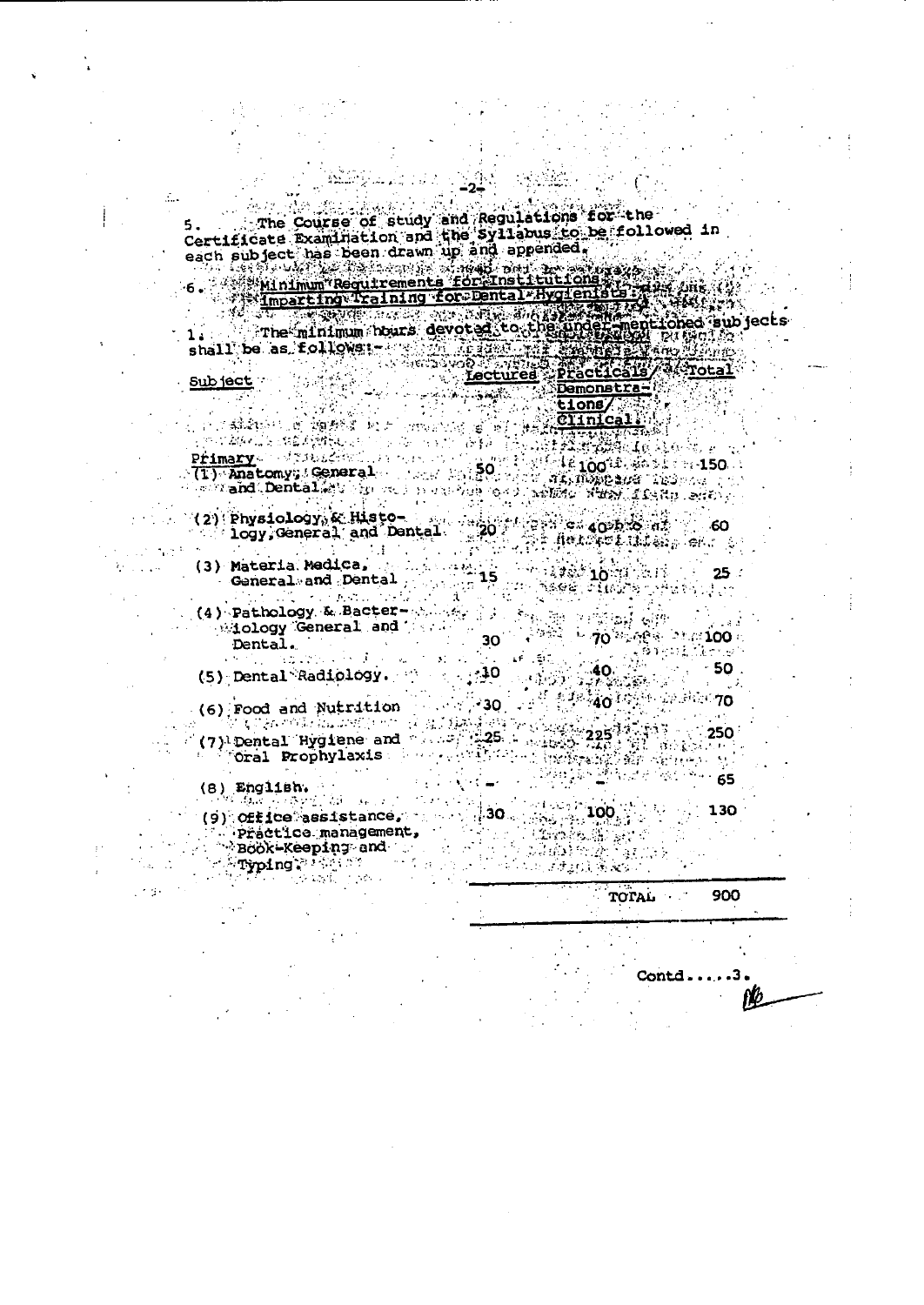5. The Course of study and Regulations for the Certificate Examination and the Syllabus to be followed in each subject has been drawn up and appended.

6. Minimum Requirements for Institutions Imparting Training for Dental Hygienists:

1. The minimum hours devoted to the under-mentioned subjects shall be as follows:-

| Subject | Lectures | Practicals/ Demonstrations/ Clinical. | Total |
|---|---|---|---|
| **Primary** | | | |
| (1) Anatomy, General and Dental. | 50 | 100 | 150 |
| (2) Physiology & Histology, General and Dental | 20 | 40 | 60 |
| (3) Materia Medica, General and Dental | 15 | 10 | 25 |
| (4) Pathology & Bacteriology General and Dental. | 30 | 70 | 100 |
| (5) Dental Radiology. | 10 | 40 | 50 |
| (6) Food and Nutrition | 30 | 40 | 70 |
| (7) Dental Hygiene and Oral Prophylaxis | 25 | 225 | 250 |
| (8) English. | - | - | 65 |
| (9) Office assistance, Practice management, Book-Keeping and Typing. | 30 | 100 | 130 |
| | | TOTAL | 900 |

Contd.....3.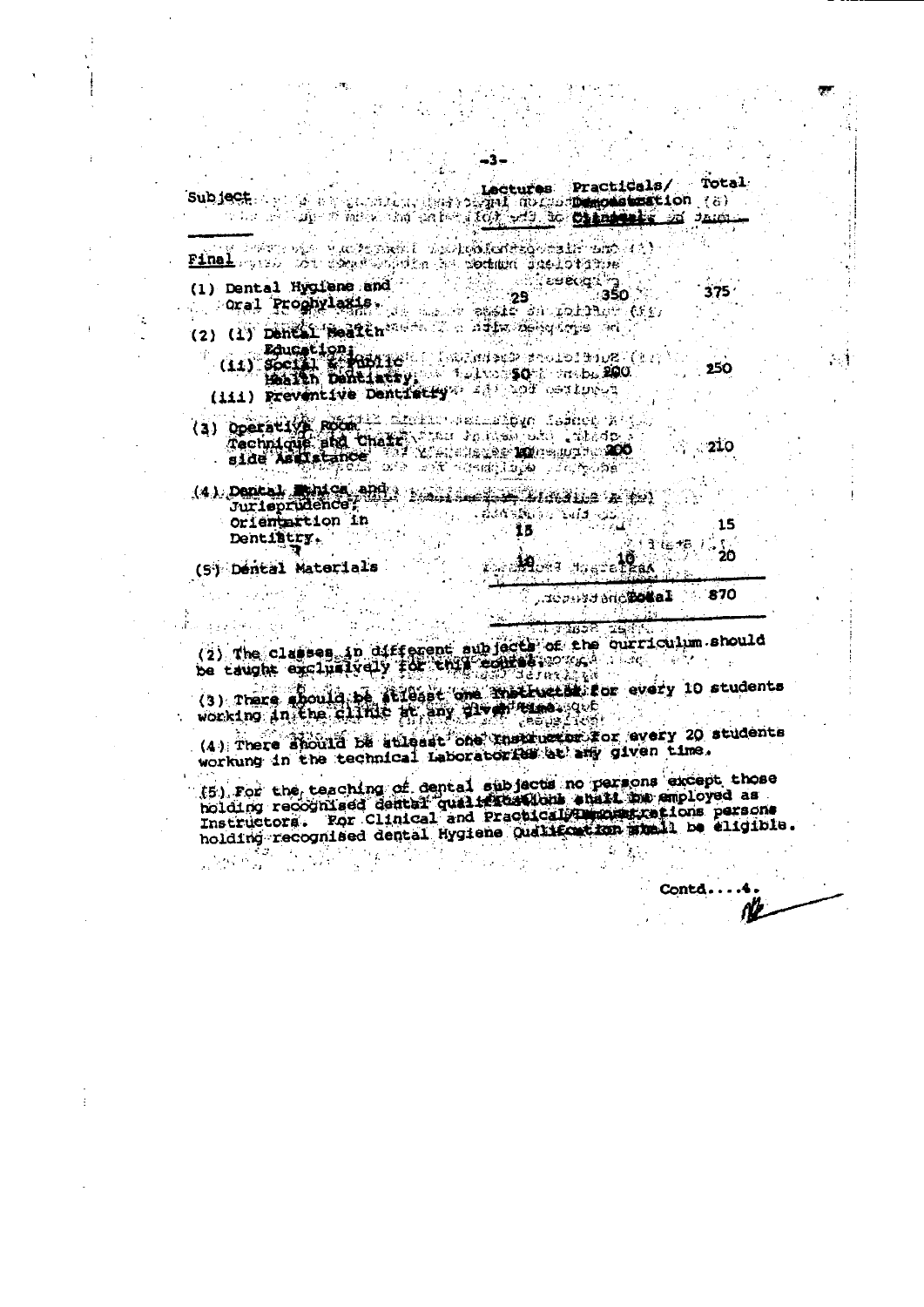| Subject | Lectures | Practicals/ Demonstration (s) Clinicals | Total |
|---|---|---|---|
| **Final** | | | |
| (1) Dental Hygiene and Oral Prophylaxis. | 25 | 350 | 375 |
| (2) (i) Dental Health Education; (ii) Social & Public Health Dentistry, (iii) Preventive Dentistry | 50 | 200 | 250 |
| (3) Operative Room Technique and Chair side Assistance | 10 | 200 | 210 |
| (4) Dental Ethics and Jurisprudence, Orientation in Dentistry. | 15 | | 15 |
| (5) Dental Materials | 10 | 10 | 20 |
| | | Total | 870 |

(2) The classes in different subjects of the curriculum should be taught exclusively for this course.

(3) There should be atleast one Instructor for every 10 students working in the clinic at any given time.

(4) There should be atleast one Instructor for every 20 students workung in the technical Laboratories at any given time.

(5) For the teaching of dental subjects no persons except those holding recognised dental qualifications shall be employed as Instructors. For Clinical and Practical/Demonstrations persons holding recognised dental Hygiene Qualification shall be eligible.

Contd....4.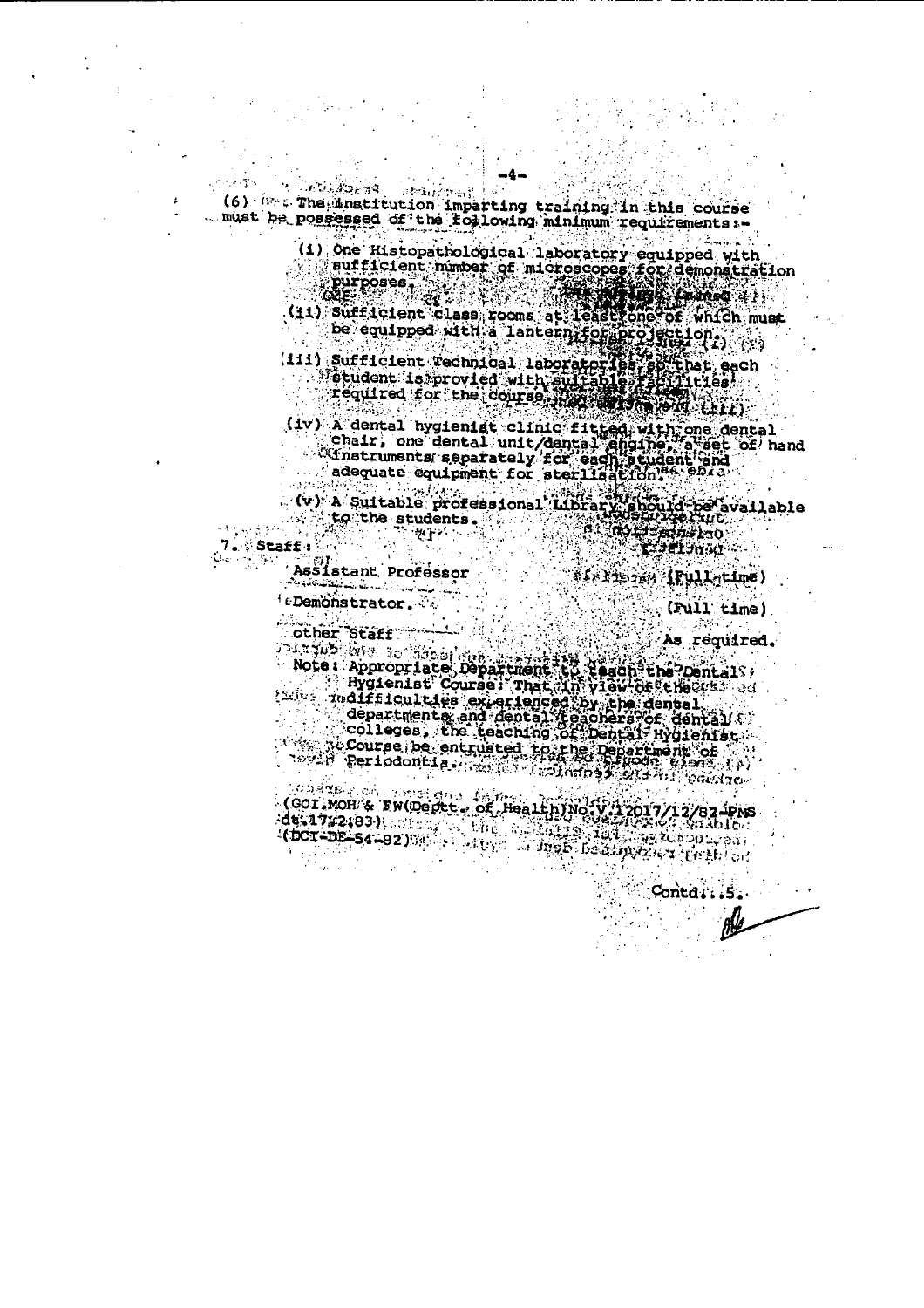(6) The institution imparting training in this course must be possessed of the following minimum requirements :-

(i) One Histopathological laboratory equipped with sufficient number of microscopes for demonstration purposes.

(ii) Sufficient class rooms at least one of which must be equipped with a lantern for projection.

(iii) Sufficient Technical laboratories so that each student is provied with suitable facilities required for the course.

(iv) A dental hygienist clinic fitted with one dental chair, one dental unit/dental engine, a set of hand instruments separately for each student and adequate equipment for sterlisation.

(v) A Suitable professional Library should be available to the students.

7. Staff :

| | |
|---|---|
| Assistant Professor | (Full time) |
| Demonstrator. | (Full time) |
| other Staff | As required. |

Note : Appropriate Department to teach the Dental Hygienist Course: That in view of the difficulties experienced by the dental departments and dental teachers of dental colleges, the teaching of Dental Hygienist Course be entrusted to the Department of Periodontia.

(GOI.MOH & FW(Deptt. of Health)No.V.12017/12/82-PMS dt.17.2.83)
(DCI-DE-54-82)

Contd...5.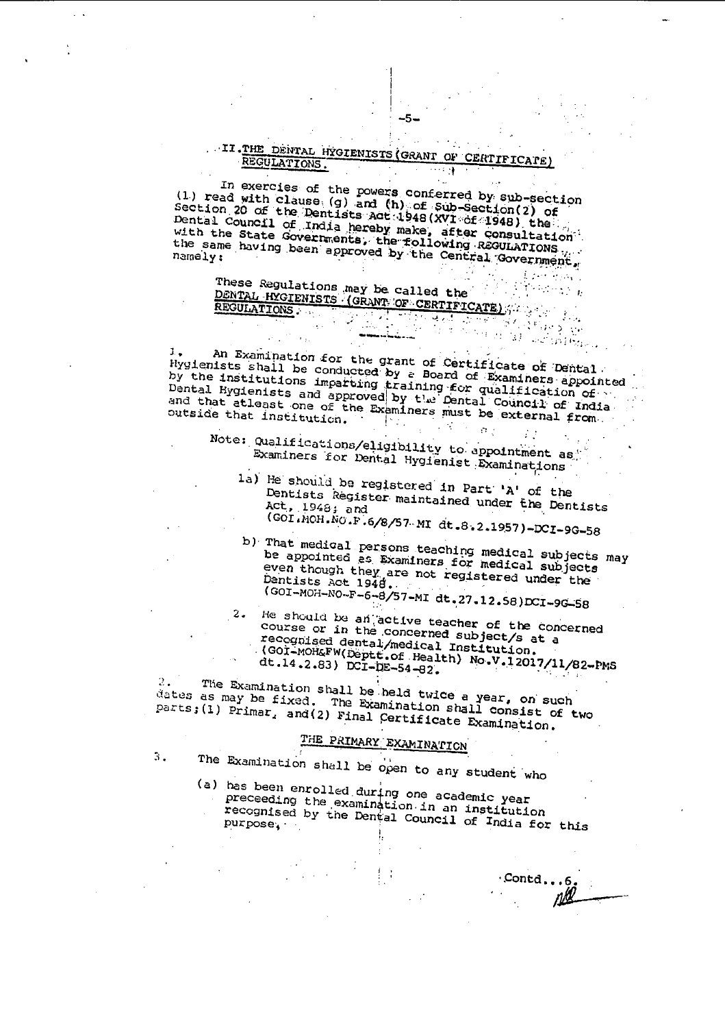## II. THE DENTAL HYGIENISTS (GRANT OF CERTIFICATE) REGULATIONS.

In exercies of the powers conferred by sub-section (1) read with clause (g) and (h) of Sub-Section(2) of Section 20 of the Dentists Act 1948 (XVI of 1948) the Dental Council of India hereby make, after consultation with the State Governments, the following REGULATIONS the same having been approved by the Central Government, namely:

These Regulations may be called the DENTAL HYGIENISTS (GRANT OF CERTIFICATE) REGULATIONS.

1. An Examination for the grant of Certificate of Dental Hygienists shall be conducted by a Board of Examiners appointed by the institutions imparting training for qualification of Dental Hygienists and approved by the Dental Council of India and that atleast one of the Examiners must be external from outside that institution.

Note: Qualifications/eligibility to appointment as Examiners for Dental Hygienist Examinations

1a) He should be registered in Part 'A' of the Dentists Register maintained under the Dentists Act, 1948; and
(GOI.MOH.NO.F.6/8/57 MI dt.8.2.1957)-DCI-9G-58

b) That medical persons teaching medical subjects may be appointed as Examiners for medical subjects even though they are not registered under the Dentists Act 1948.
(GOI-MOH-NO-F-6-8/57-MI dt.27.12.58)DCI-9G-58

2. He should be an active teacher of the concerned course or in the concerned subject/s at a recognised dental/medical Institution.
(GOI-MOH&FW(Deptt.of Health) No.V.12017/11/82-PMS dt.14.2.83) DCI-DE-54-82.

2. The Examination shall be held twice a year, on such dates as may be fixed. The Examination shall consist of two parts;(1) Primar, and(2) Final Certificate Examination.

### THE PRIMARY EXAMINATION

3. The Examination shall be open to any student who

(a) has been enrolled during one academic year preceeding the examination in an institution recognised by the Dental Council of India for this purpose,

Contd...6.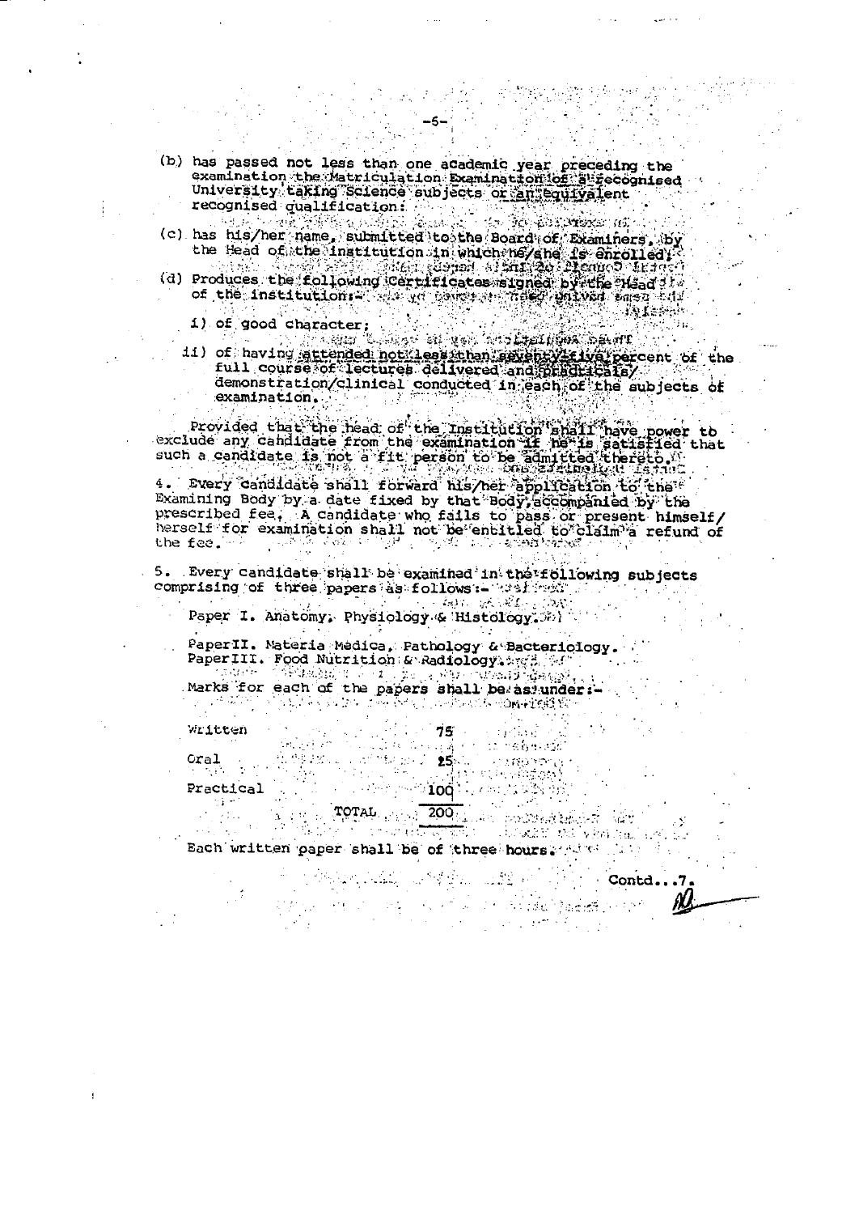(b) has passed not less than one academic year preceding the examination the Matriculation Examination of a recognised University taking Science subjects or an equivalent recognised qualification.

(c) has his/her name, submitted to the Board of Examiners, by the Head of the institution in which he/she is enrolled;

(d) Produces the following Certificates signed by the Head of the institution:-

i) of good character;

ii) of having attended not less than seventy five percent of the full course of lectures delivered and practicals/ demonstration/clinical conducted in each of the subjects of examination.

Provided that the head of the Institution shall have power to exclude any candidate from the examination if he is satisfied that such a candidate is not a fit person to be admitted thereto.

4. Every candidate shall forward his/her application to the Examining Body by a date fixed by that Body, accompanied by the prescribed fee. A candidate who fails to pass or present himself/ herself for examination shall not be entitled to claim a refund of the fee.

5. Every candidate shall be examined in the following subjects comprising of three papers as follows:-

Paper I. Anatomy, Physiology & Histology.

Paper II. Materia Medica, Pathology & Bacteriology.
Paper III. Food Nutrition & Radiology.

Marks for each of the papers shall be as under:-

| | |
|---|---|
| Written | 75 |
| Oral | 25 |
| Practical | 100 |
| TOTAL | 200 |

Each written paper shall be of three hours.

Contd...7.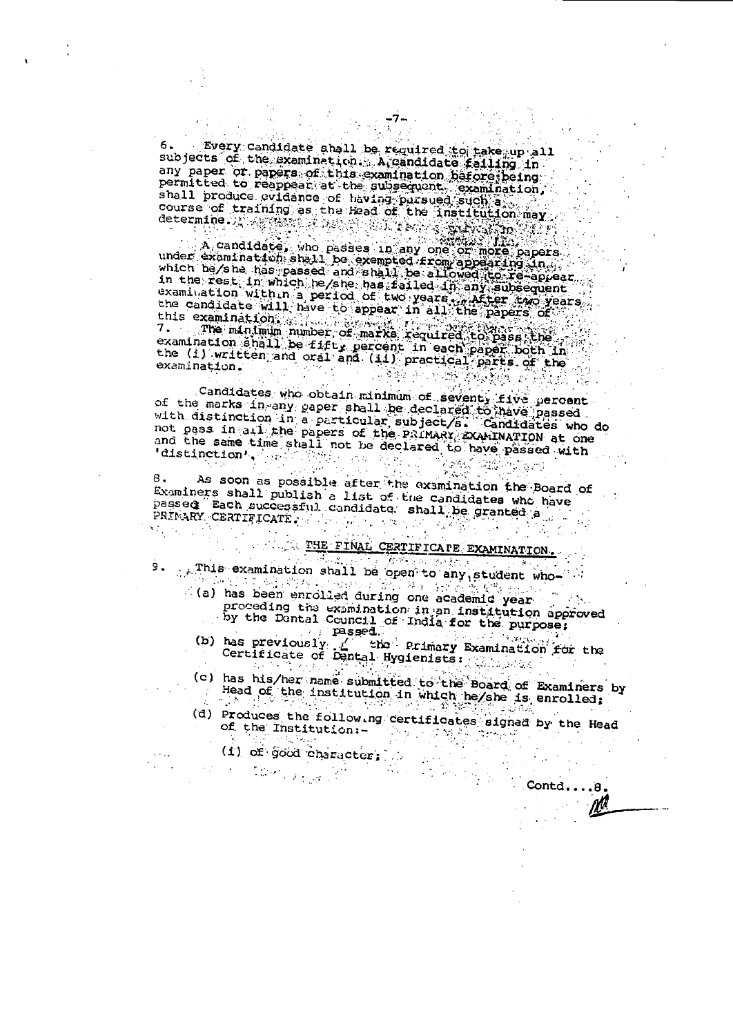6. Every candidate shall be required to take up all subjects of the examination. A candidate failing in any paper or papers of this examination before being permitted to reappear at the subsequent examination, shall produce evidence of having pursued such a course of training as the Head of the institution may determine.

A candidate, who passes in any one or more papers under examination shall be exempted from appearing in which he/she has passed and shall be allowed to re-appear in the rest in which he/she has failed in any subsequent examination within a period of two years. After two years the candidate will have to appear in all the papers of this examination.

7. The minimum number of marks required to pass the examination shall be fifty percent in each paper both in the (i) written and oral and (ii) practical parts of the examination.

Candidates who obtain minimum of seventy five percent of the marks in any paper shall be declared to have passed with distinction in a particular subject/s. Candidates who do not pass in all the papers of the PRIMARY EXAMINATION at one and the same time shall not be declared to have passed with 'distinction'.

8. As soon as possible after the examination the Board of Examiners shall publish a list of the candidates who have passed. Each successful candidate shall be granted a PRIMARY CERTIFICATE.

## THE FINAL CERTIFICATE EXAMINATION.

9. This examination shall be open to any student who-

(a) has been enrolled during one academic year proceding the examination in an institution approved by the Dental Council of India for the purpose;

(b) has previously passed the Primary Examination for the Certificate of Dental Hygienists;

(c) has his/her name submitted to the Board of Examiners by Head of the institution in which he/she is enrolled;

(d) Produces the following certificates signed by the Head of the Institution:-

(i) of good character;

Contd....8.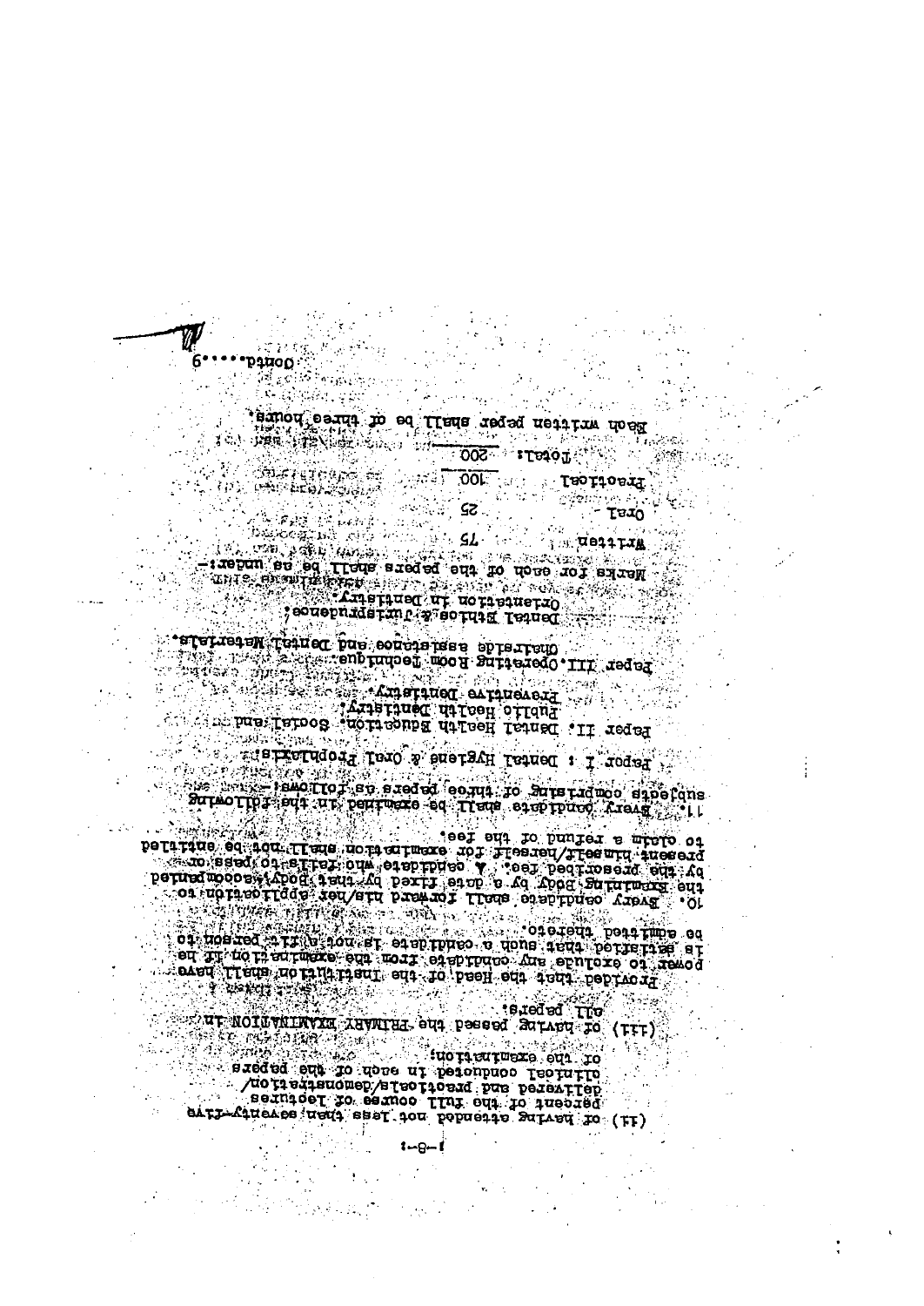(ii) of having attended not less than seventy-five percent of the full course of lectures delivered and practicals/demonstration/clinical conducted in each of the papers of the examination;

(iii) of having passed the PRIMARY EXAMINATION in all papers.

Provided that the Head of the Institution shall have power to exclude any candidate from the examination if he is satisfied that such a candidate is not a fit person to be admitted thereto.

10. Every candidate shall forward his/her application to the Examining Body by a date fixed by that Body, accompanied by the prescribed fee. A candidate who fails to pass or present himself/herself for examination shall not be entitled to claim a refund of the fee.

11. Every candidate shall be examined in the following subjects comprising of three papers as follows:-

Paper I : Dental Hygiene & Oral Prophylaxis.

Paper II: Dental Health Education, Social and Public Health Dentistry. Preventive Dentistry.

Paper III: Operating Room Technique. Chairside assistance and Dental Materials. Dental Ethics & Jurisprudence. Orientation in Dentistry.

Marks for each of the papers shall be as under:-

| | |
|---|---|
| Written | 75 |
| Oral | 25 |
| Practical | 100 |
| Total: | 200 |

Each written paper shall be of three hours.

Contd....9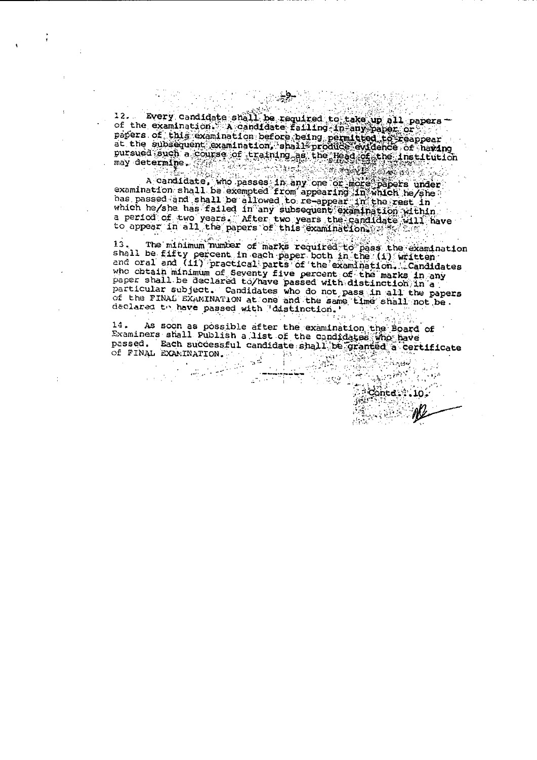12. Every candidate shall be required to take up all papers of the examination. A candidate failing in any paper or papers of this examination before being permitted to reappear at the subsequent examination, shall produce evidence of having pursued such a course of training as the Head of the institution may determine.

A candidate, who passes in any one or more papers under examination shall be exempted from appearing in which he/she has passed and shall be allowed to re-appear in the rest in which he/she has failed in any subsequent examination within a period of two years. After two years the candidate will have to appear in all the papers of this examination.

13. The minimum number of marks required to pass the examination shall be fifty percent in each paper both in the (i) written and oral and (ii) practical parts of the examination. Candidates who obtain minimum of Seventy five percent of the marks in any paper shall be declared to/have passed with distinction in a particular subject. Candidates who do not pass in all the papers of the FINAL EXAMINATION at one and the same time shall not be declared to have passed with 'distinction.'

14. As soon as possible after the examination the Board of Examiners shall Publish a list of the candidates who have passed. Each successful candidate shall be granted a certificate of FINAL EXAMINATION.

Contd..10.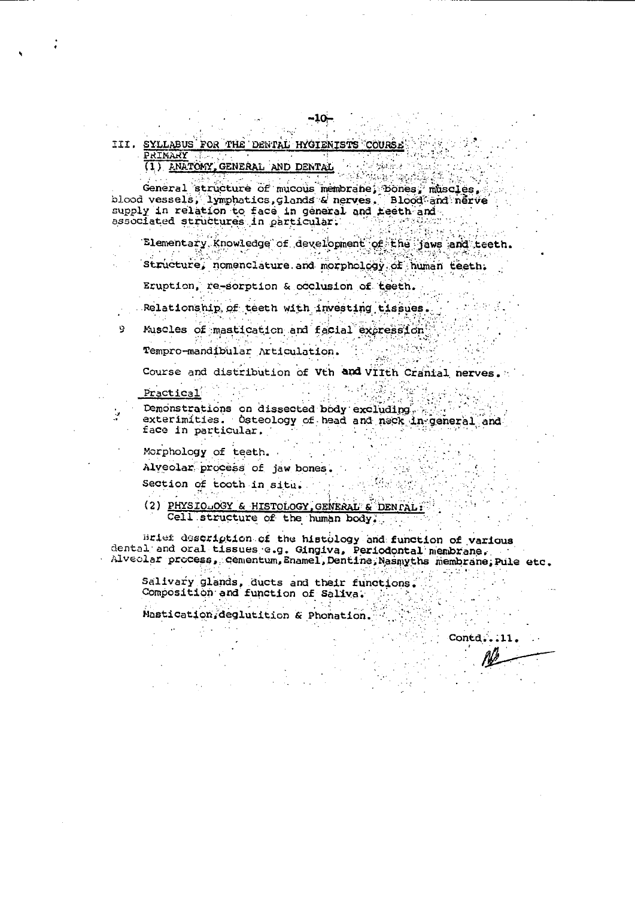## III. SYLLABUS FOR THE DENTAL HYGIENISTS COURSE

### PRIMARY

#### (1) ANATOMY, GENERAL AND DENTAL

General structure of mucous membrane, bones, muscles, blood vessels, lymphatics, glands & nerves. Blood and nerve supply in relation to face in general and teeth and associated structures in particular.

Elementary knowledge of development of the jaws and teeth.

Structure, nomenclature and morphology of human teeth.

Eruption, re-sorption & occlusion of teeth.

Relationship of teeth with investing tissues.

Muscles of mastication and facial expression.

Tempro-mandibular Articulation.

Course and distribution of Vth and VIIth Cranial nerves.

Practical

Demonstrations on dissected body excluding exterimities. Osteology of head and neck in general and face in particular.

Morphology of teeth.

Alveolar process of jaw bones.

Section of tooth in situ.

#### (2) PHYSIOLOGY & HISTOLOGY, GENERAL & DENTAL:

Cell structure of the human body.

Brief description of the histology and function of various dental and oral tissues e.g. Gingiva, Periodontal membrane, Alveolar process, Cementum, Enamel, Dentine, Nasmyths membrane, Pule etc.

Salivary glands, ducts and their functions.
Composition and function of Saliva.

Mastication, deglutition & Phonation.

Contd...11.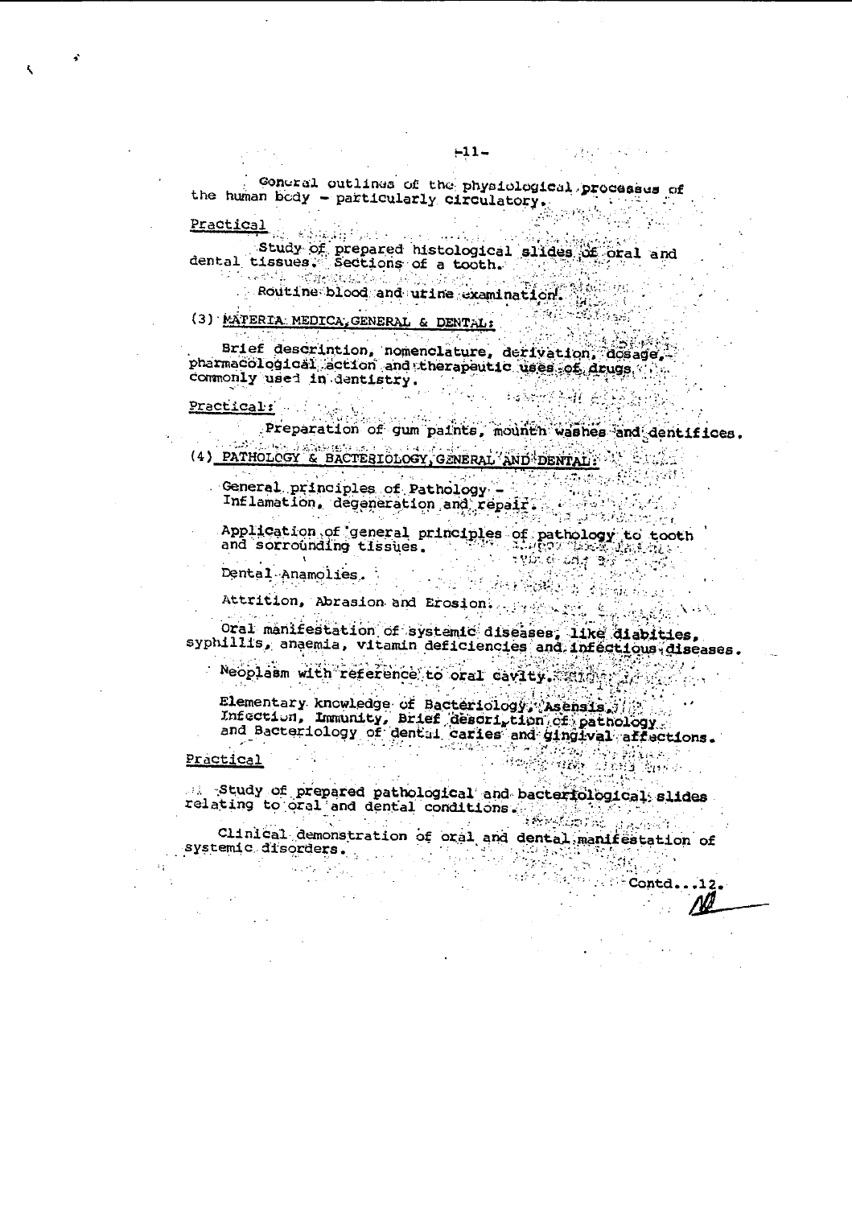General outlines of the physiological processes of the human body - particularly circulatory.

Practical

Study of prepared histological slides of oral and dental tissues. Sections of a tooth.

Routine blood and urine examination.

(3) MATERIA MEDICA, GENERAL & DENTAL:

Brief descrintion, nomenclature, derivation, dosage, pharmacological action and therapeutic uses of drugs commonly used in dentistry.

Practical:

Preparation of gum paints, mounth washes and dentifices.

(4) PATHOLOGY & BACTERIOLOGY, GENERAL AND DENTAL:

General principles of Pathology - Inflamation, degeneration and repair.

Application of general principles of pathology to tooth and sorrounding tissues.

Dental Anamolies.

Attrition, Abrasion and Erosion.

Oral manifestation of systemic diseases, like diabities, syphillis, anaemia, vitamin deficiencies and infectious diseases.

Neoplasm with reference to oral cavity.

Elementary knowledge of Bacteriology, Asensis, Infection, Immunity, Brief descrition of pathology and Bacteriology of dental caries and gingival affections.

Practical

Study of prepared pathological and bacteriological slides relating to oral and dental conditions.

Clinical demonstration of oral and dental manifestation of systemic disorders.

Contd...12.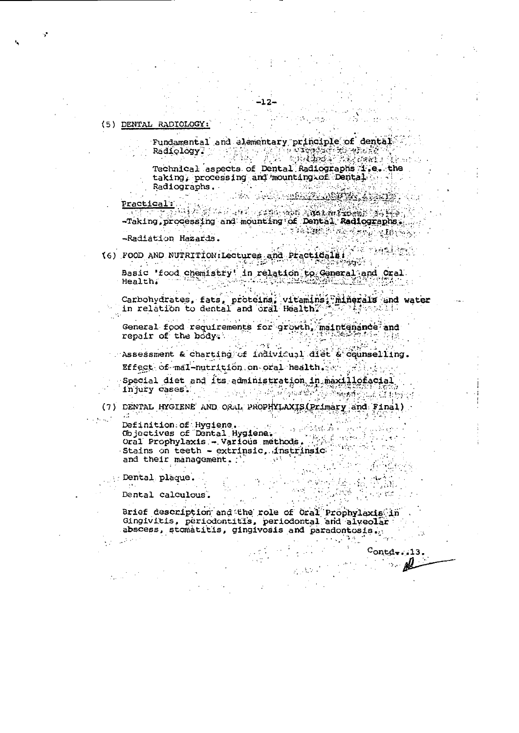(5) DENTAL RADIOLOGY:

Fundamental and elementary principle of dental Radiology.

Technical aspects of Dental Radiographs i.e. the taking, processing and mounting of Dental Radiographs.

Practical:

-Taking, processing and mounting of Dental Radiographs.

-Radiation Hazards.

(6) FOOD AND NUTRITION: Lectures and Practicals:

Basic 'food chemistry' in relation to General and Oral Health.

Carbohydrates, fats, proteins, vitamins, minerals and water in relation to dental and oral Health.

General food requirements for growth, maintenance and repair of the body.

Assessment & charting of individual diet & counselling.

Effect of mal-nutrition on oral health.

Special diet and its administration in maxillofacial injury cases.

(7) DENTAL HYGIENE AND ORAL PROPHYLAXIS (Primary and Final)

Definition of Hygiene.
Objectives of Dental Hygiene.
Oral Prophylaxis - Various methods.
Stains on teeth - extrinsic, instrinsic and their management.

Dental plaque.

Dental calculous.

Brief description and the role of Oral Prophylaxis in Gingivitis, periodontitis, periodontal and alveolar abscess, stomatitis, gingivosis and paradontosis.

Contd...13.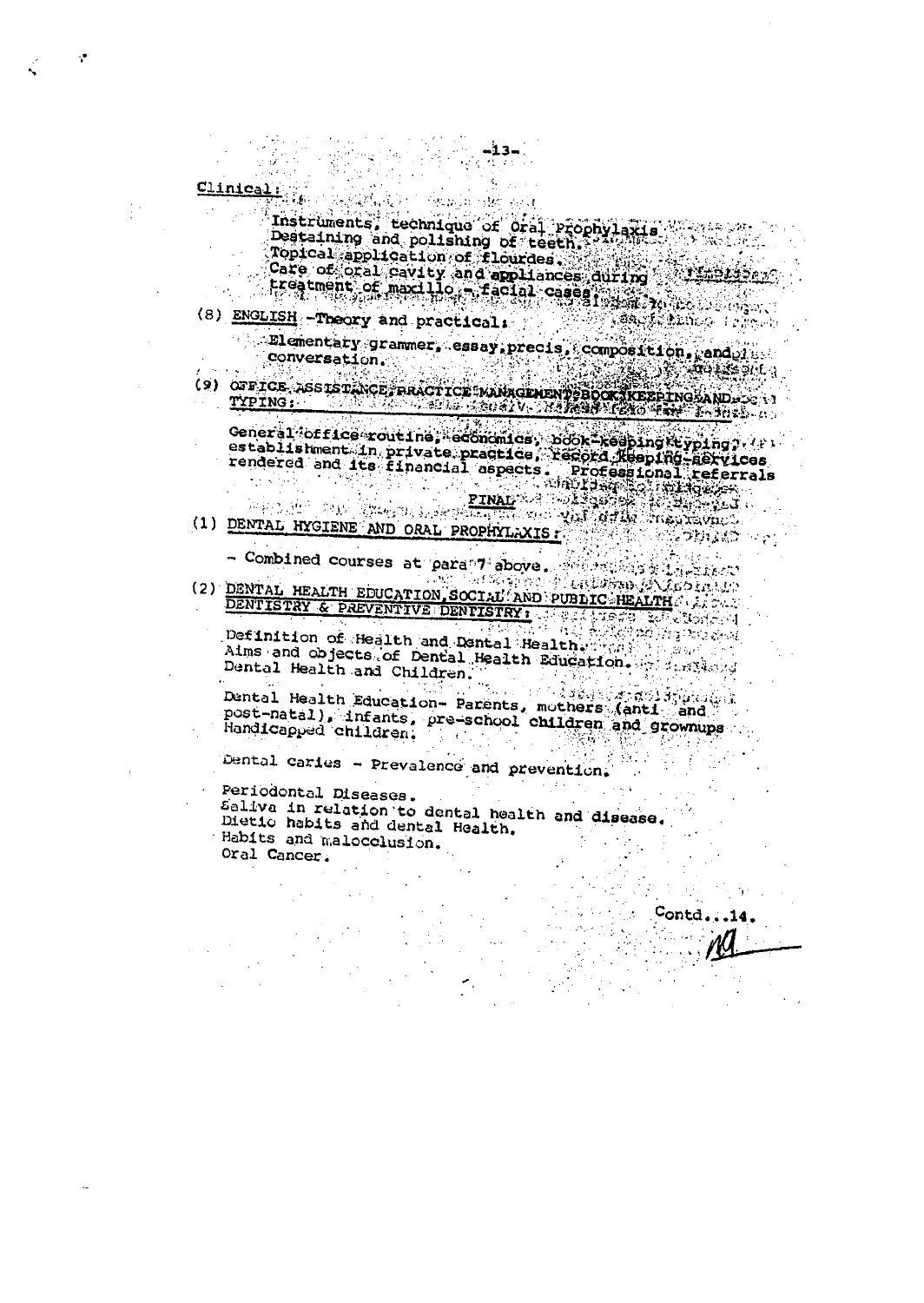**Clinical:**

Instruments, technique of Oral Prophylaxis
Destaining and polishing of teeth.
Topical application of flourdes.
Care of oral cavity and appliances during treatment of maxillo - facial cases.

(8) **ENGLISH** -Theory and practical:

Elementary grammer, essay, precis, composition, and conversation.

(9) **OFFICE ASSISTANCE, PRACTICE MANAGEMENT, BOOK KEEPING AND TYPING:**

General office routine, economics, book-keeping, typing, establishment in private practice, record keeping-services rendered and its financial aspects. Professional referrals

**FINAL**

(1) **DENTAL HYGIENE AND ORAL PROPHYLAXIS:**

- Combined courses at para 7 above.

(2) **DENTAL HEALTH EDUCATION, SOCIAL AND PUBLIC HEALTH DENTISTRY & PREVENTIVE DENTISTRY:**

Definition of Health and Dental Health.
Aims and objects of Dental Health Education.
Dental Health and Children.

Dental Health Education- Parents, mothers (anti and post-natal), infants, pre-school children and grownups Handicapped children.

Dental caries - Prevalence and prevention.

Periodontal Diseases.
Saliva in relation to dental health and disease.
Dietic habits and dental Health.
Habits and malocclusion.
Oral Cancer.

Contd...14.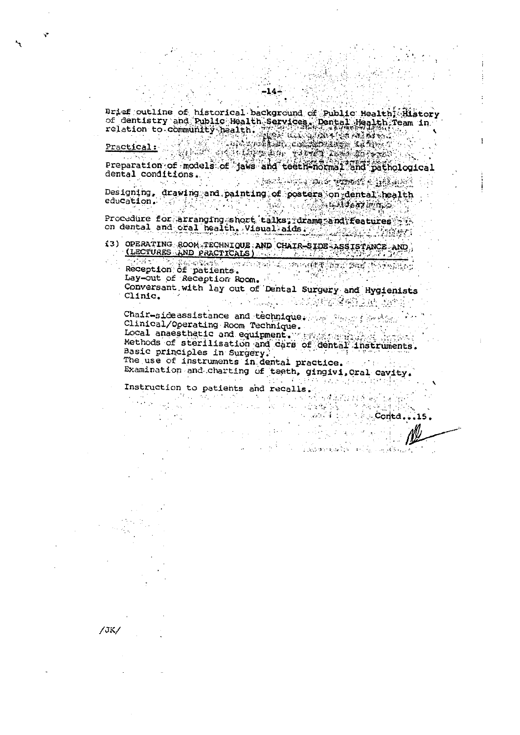Brief outline of historical background of Public Health; History of dentistry and Public Health Services. Dental Health Team in relation to community health.

Practical:

Preparation of models of jaws and teeth-normal and pathological dental conditions.

Designing, drawing and painting of posters on dental health education.

Procedure for arranging short talks, drams and features on dental and oral health. Visual aids.

(3) OPERATING ROOM TECHNIQUE AND CHAIR-SIDE-ASSISTANCE AND (LECTURES AND PRACTICALS)

Reception of patients.
Lay-out of Reception Room.
Conversant with lay out of Dental Surgery and Hygienists Clinic.

Chair-sideassistance and technique.
Clinical/Operating Room Technique.
Local anaesthetic and equipment.
Methods of sterilisation and care of dental instruments.
Basic principles in Surgery.
The use of instruments in dental practice.
Examination and charting of teeth, gingivi, Oral cavity.

Instruction to patients and recalls.

Contd...15.

/JK/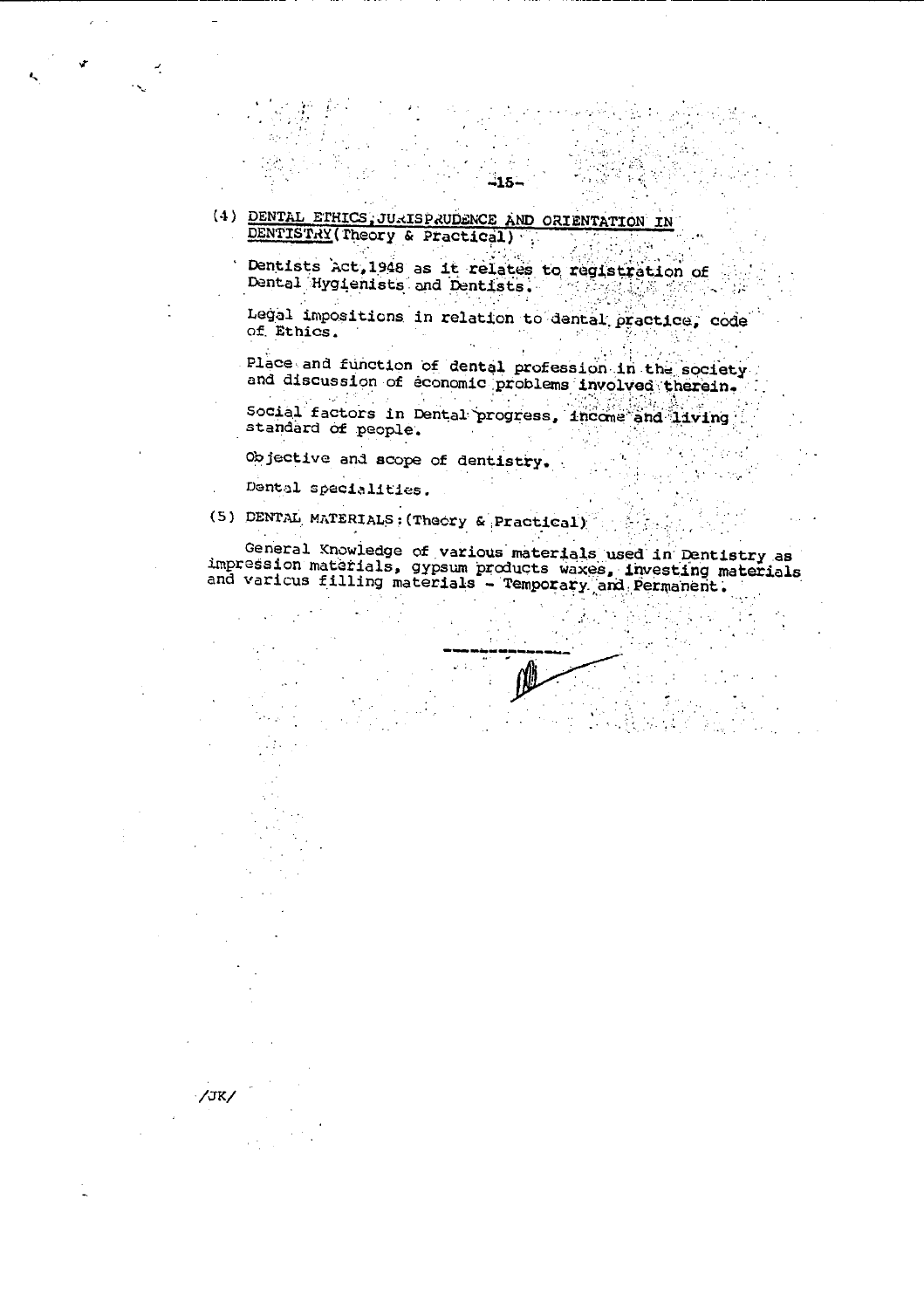**(4) <u>DENTAL ETHICS, JURISPRUDENCE AND ORIENTATION IN DENTISTRY</u> (Theory & Practical)**

Dentists Act, 1948 as it relates to registration of Dental Hygienists and Dentists.

Legal impositions in relation to dental practice, code of Ethics.

Place and function of dental profession in the society and discussion of economic problems involved therein.

Social factors in Dental progress, income and living standard of people.

Objective and scope of dentistry.

Dental specialities.

**(5) DENTAL MATERIALS: (Theory & Practical)**

General Knowledge of various materials used in Dentistry as impression materials, gypsum products waxes, investing materials and various filling materials - Temporary and Permanent.

/JK/